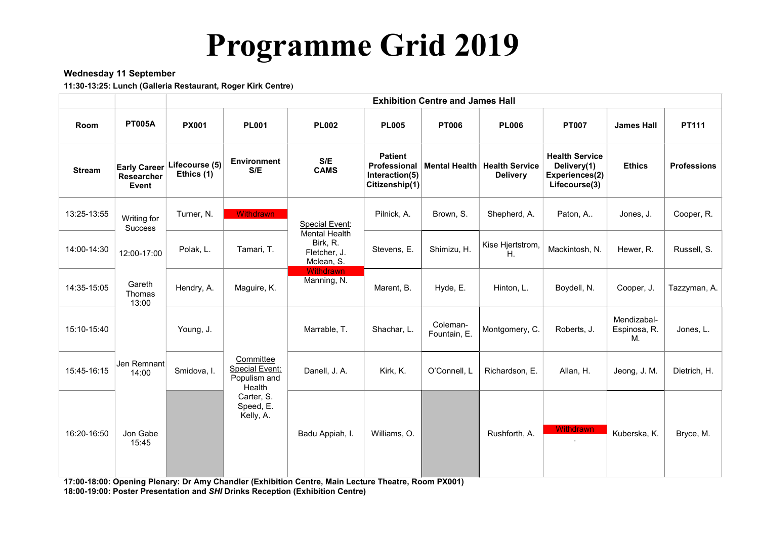# Programme Grid 2019

**Wednesday 11 September**

**11:30-13:25: Lunch (Galleria Restaurant, Roger Kirk Centre)**

| | | Exhibition Centre and James Hall | | | | | | | | |
|---|---|---|---|---|---|---|---|---|---|---|
| **Room** | **PT005A** | **PX001** | **PL001** | **PL002** | **PL005** | **PT006** | **PL006** | **PT007** | **James Hall** | **PT111** |
| **Stream** | **Early Career Researcher Event** | **Lifecourse (5) Ethics (1)** | **Environment S/E** | **S/E CAMS** | **Patient Professional Interaction(5) Citizenship(1)** | **Mental Health** | **Health Service Delivery** | **Health Service Delivery(1) Experiences(2) Lifecourse(3)** | **Ethics** | **Professions** |
| 13:25-13:55 | Writing for Success 12:00-17:00 Gareth Thomas 13:00 Jen Remnant 14:00 Jon Gabe 15:45 | Turner, N. | Withdrawn | Special Event: Mental Health Birk, R. Fletcher, J. Mclean, S. ~~Withdrawn~~ Manning, N. | Pilnick, A. | Brown, S. | Shepherd, A. | Paton, A.. | Jones, J. | Cooper, R. |
| 14:00-14:30 | | Polak, L. | Tamari, T. | | Stevens, E. | Shimizu, H. | Kise Hjertstrom, H. | Mackintosh, N. | Hewer, R. | Russell, S. |
| 14:35-15:05 | | Hendry, A. | Maguire, K. | | Marent, B. | Hyde, E. | Hinton, L. | Boydell, N. | Cooper, J. | Tazzyman, A. |
| 15:10-15:40 | | Young, J. | Committee Special Event: Populism and Health Carter, S. Speed, E. Kelly, A. | Marrable, T. | Shachar, L. | Coleman-Fountain, E. | Montgomery, C. | Roberts, J. | Mendizabal-Espinosa, R. M. | Jones, L. |
| 15:45-16:15 | | Smidova, I. | | Danell, J. A. | Kirk, K. | O'Connell, L | Richardson, E. | Allan, H. | Jeong, J. M. | Dietrich, H. |
| 16:20-16:50 | | | | Badu Appiah, I. | Williams, O. | | Rushforth, A. | Withdrawn | Kuberska, K. | Bryce, M. |

**17:00-18:00: Opening Plenary: Dr Amy Chandler (Exhibition Centre, Main Lecture Theatre, Room PX001)**
**18:00-19:00: Poster Presentation and *SHI* Drinks Reception (Exhibition Centre)**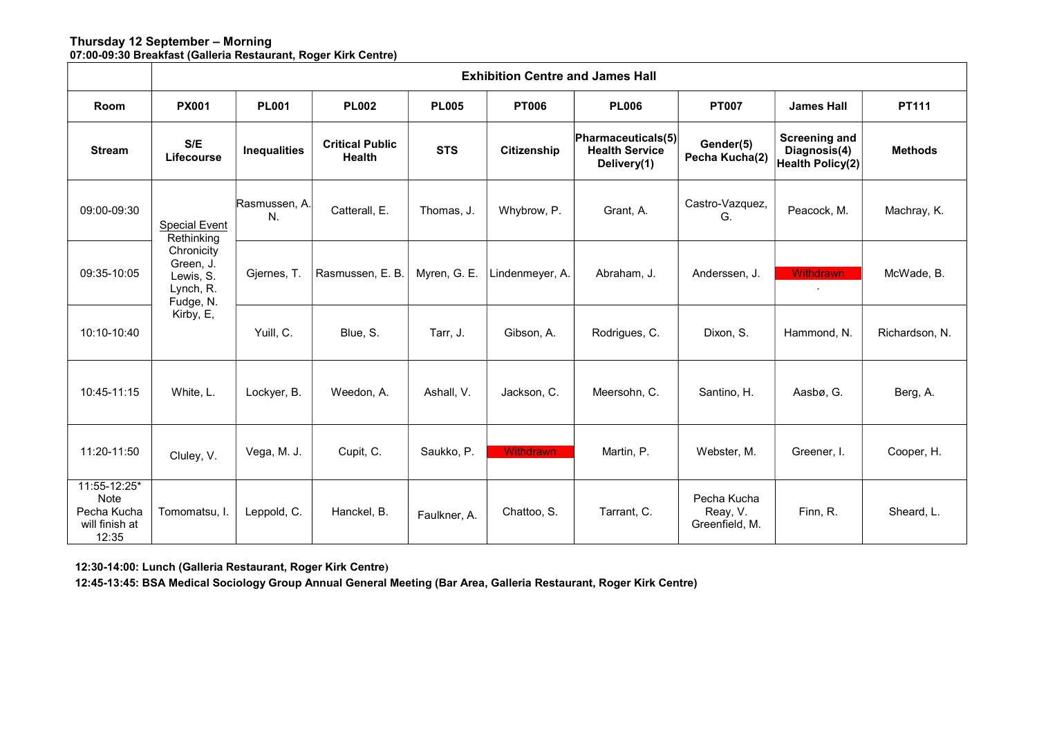**Thursday 12 September – Morning**

**07:00-09:30 Breakfast (Galleria Restaurant, Roger Kirk Centre)**

| | **Exhibition Centre and James Hall** | | | | | | | | |
|---|---|---|---|---|---|---|---|---|---|
| **Room** | **PX001** | **PL001** | **PL002** | **PL005** | **PT006** | **PL006** | **PT007** | **James Hall** | **PT111** |
| **Stream** | **S/E Lifecourse** | **Inequalities** | **Critical Public Health** | **STS** | **Citizenship** | **Pharmaceuticals(5) Health Service Delivery(1)** | **Gender(5) Pecha Kucha(2)** | **Screening and Diagnosis(4) Health Policy(2)** | **Methods** |
| 09:00-09:30 | Special Event Rethinking Chronicity Green, J. Lewis, S. Lynch, R. Fudge, N. Kirby, E, | Rasmussen, A. N. | Catterall, E. | Thomas, J. | Whybrow, P. | Grant, A. | Castro-Vazquez, G. | Peacock, M. | Machray, K. |
| 09:35-10:05 | | Gjernes, T. | Rasmussen, E. B. | Myren, G. E. | Lindenmeyer, A. | Abraham, J. | Anderssen, J. | Withdrawn | McWade, B. |
| 10:10-10:40 | | Yuill, C. | Blue, S. | Tarr, J. | Gibson, A. | Rodrigues, C. | Dixon, S. | Hammond, N. | Richardson, N. |
| 10:45-11:15 | White, L. | Lockyer, B. | Weedon, A. | Ashall, V. | Jackson, C. | Meersohn, C. | Santino, H. | Aasbø, G. | Berg, A. |
| 11:20-11:50 | Cluley, V. | Vega, M. J. | Cupit, C. | Saukko, P. | Withdrawn | Martin, P. | Webster, M. | Greener, I. | Cooper, H. |
| 11:55-12:25* Note Pecha Kucha will finish at 12:35 | Tomomatsu, I. | Leppold, C. | Hanckel, B. | Faulkner, A. | Chattoo, S. | Tarrant, C. | Pecha Kucha Reay, V. Greenfield, M. | Finn, R. | Sheard, L. |

**12:30-14:00: Lunch (Galleria Restaurant, Roger Kirk Centre)**

**12:45-13:45: BSA Medical Sociology Group Annual General Meeting (Bar Area, Galleria Restaurant, Roger Kirk Centre)**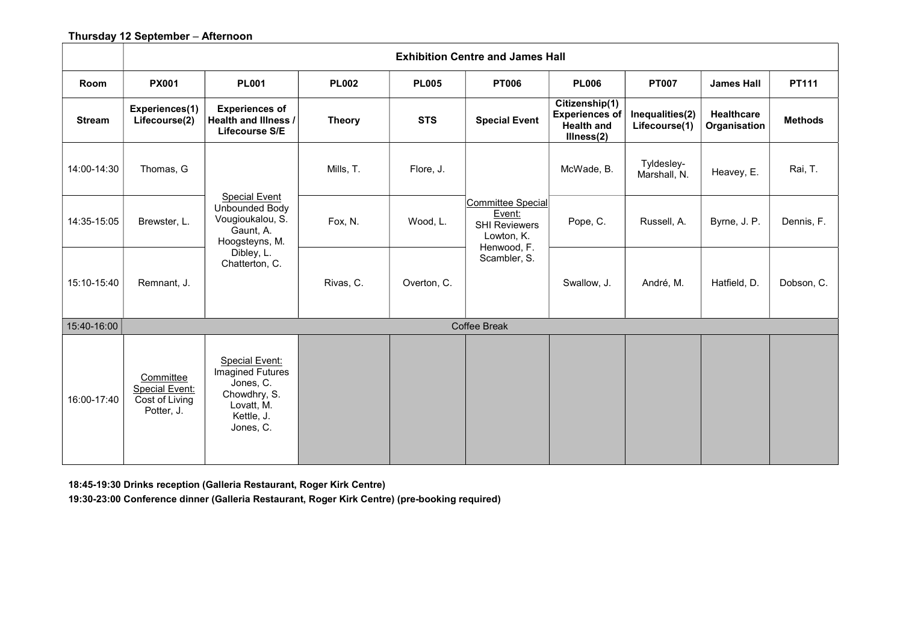**Thursday 12 September – Afternoon**

| | Exhibition Centre and James Hall | | | | | | | | |
|---|---|---|---|---|---|---|---|---|---|
| **Room** | **PX001** | **PL001** | **PL002** | **PL005** | **PT006** | **PL006** | **PT007** | **James Hall** | **PT111** |
| **Stream** | **Experiences(1) Lifecourse(2)** | **Experiences of Health and Illness / Lifecourse S/E** | **Theory** | **STS** | **Special Event** | **Citizenship(1) Experiences of Health and Illness(2)** | **Inequalities(2) Lifecourse(1)** | **Healthcare Organisation** | **Methods** |
| 14:00-14:30 | Thomas, G | Special Event Unbounded Body Vougioukalou, S. Gaunt, A. Hoogsteyns, M. Dibley, L. Chatterton, C. | Mills, T. | Flore, J. | Committee Special Event: SHI Reviewers Lowton, K. Henwood, F. Scambler, S. | McWade, B. | Tyldesley-Marshall, N. | Heavey, E. | Rai, T. |
| 14:35-15:05 | Brewster, L. | | Fox, N. | Wood, L. | | Pope, C. | Russell, A. | Byrne, J. P. | Dennis, F. |
| 15:10-15:40 | Remnant, J. | | Rivas, C. | Overton, C. | | Swallow, J. | André, M. | Hatfield, D. | Dobson, C. |
| 15:40-16:00 | Coffee Break | | | | | | | | |
| 16:00-17:40 | Committee Special Event: Cost of Living Potter, J. | Special Event: Imagined Futures Jones, C. Chowdhry, S. Lovatt, M. Kettle, J. Jones, C. | | | | | | | |

**18:45-19:30 Drinks reception (Galleria Restaurant, Roger Kirk Centre)**

**19:30-23:00 Conference dinner (Galleria Restaurant, Roger Kirk Centre) (pre-booking required)**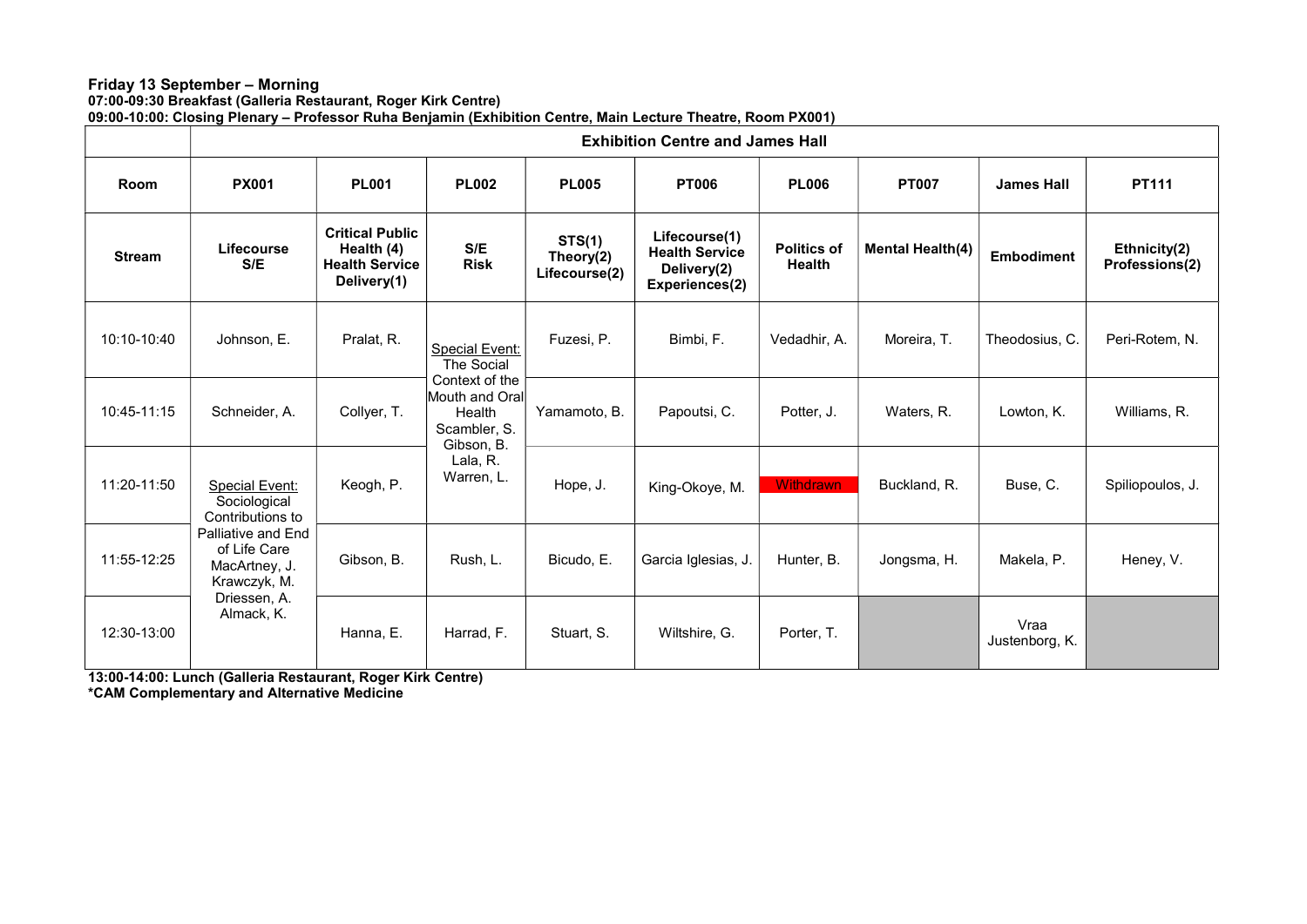**Friday 13 September – Morning**
**07:00-09:30 Breakfast (Galleria Restaurant, Roger Kirk Centre)**
**09:00-10:00: Closing Plenary – Professor Ruha Benjamin (Exhibition Centre, Main Lecture Theatre, Room PX001)**

| | Exhibition Centre and James Hall | | | | | | | | |
|---|---|---|---|---|---|---|---|---|---|
| **Room** | **PX001** | **PL001** | **PL002** | **PL005** | **PT006** | **PL006** | **PT007** | **James Hall** | **PT111** |
| **Stream** | **Lifecourse S/E** | **Critical Public Health (4) Health Service Delivery(1)** | **S/E Risk** | **STS(1) Theory(2) Lifecourse(2)** | **Lifecourse(1) Health Service Delivery(2) Experiences(2)** | **Politics of Health** | **Mental Health(4)** | **Embodiment** | **Ethnicity(2) Professions(2)** |
| 10:10-10:40 | Johnson, E. | Pralat, R. | Special Event: The Social Context of the Mouth and Oral Health Scambler, S. Gibson, B. Lala, R. Warren, L. | Fuzesi, P. | Bimbi, F. | Vedadhir, A. | Moreira, T. | Theodosius, C. | Peri-Rotem, N. |
| 10:45-11:15 | Schneider, A. | Collyer, T. | | Yamamoto, B. | Papoutsi, C. | Potter, J. | Waters, R. | Lowton, K. | Williams, R. |
| 11:20-11:50 | Special Event: Sociological Contributions to Palliative and End of Life Care MacArtney, J. Krawczyk, M. Driessen, A. Almack, K. | Keogh, P. | | Hope, J. | King-Okoye, M. | Withdrawn | Buckland, R. | Buse, C. | Spiliopoulos, J. |
| 11:55-12:25 | | Gibson, B. | Rush, L. | Bicudo, E. | Garcia Iglesias, J. | Hunter, B. | Jongsma, H. | Makela, P. | Heney, V. |
| 12:30-13:00 | | Hanna, E. | Harrad, F. | Stuart, S. | Wiltshire, G. | Porter, T. | | Vraa Justenborg, K. | |

**13:00-14:00: Lunch (Galleria Restaurant, Roger Kirk Centre)**
***CAM Complementary and Alternative Medicine**